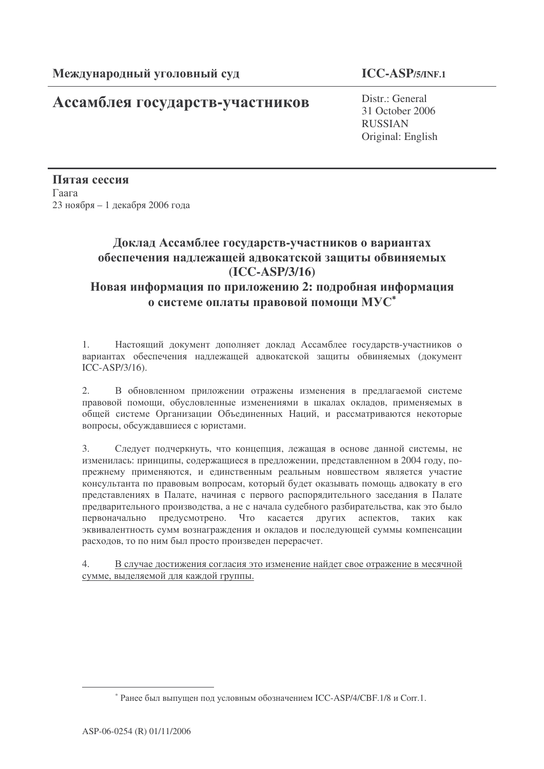**Международный уголовный суд**

**ICC-ASP/5/INF.1**

# Ассамблея государств-участников

Distr.: General
31 October 2006
RUSSIAN
Original: English

**Пятая сессия**
Гаага
23 ноября – 1 декабря 2006 года

## Доклад Ассамблее государств-участников о вариантах обеспечения надлежащей адвокатской защиты обвиняемых (ICC-ASP/3/16)

## Новая информация по приложению 2: подробная информация о системе оплаты правовой помощи МУС*

1. Настоящий документ дополняет доклад Ассамблее государств-участников о вариантах обеспечения надлежащей адвокатской защиты обвиняемых (документ ICC-ASP/3/16).

2. В обновленном приложении отражены изменения в предлагаемой системе правовой помощи, обусловленные изменениями в шкалах окладов, применяемых в общей системе Организации Объединенных Наций, и рассматриваются некоторые вопросы, обсуждавшиеся с юристами.

3. Следует подчеркнуть, что концепция, лежащая в основе данной системы, не изменилась: принципы, содержащиеся в предложении, представленном в 2004 году, по-прежнему применяются, и единственным реальным новшеством является участие консультанта по правовым вопросам, который будет оказывать помощь адвокату в его представлениях в Палате, начиная с первого распорядительного заседания в Палате предварительного производства, а не с начала судебного разбирательства, как это было первоначально предусмотрено. Что касается других аспектов, таких как эквивалентность сумм вознаграждения и окладов и последующей суммы компенсации расходов, то по ним был просто произведен перерасчет.

4. <u>В случае достижения согласия это изменение найдет свое отражение в месячной сумме, выделяемой для каждой группы.</u>

---

* Ранее был выпущен под условным обозначением ICC-ASP/4/CBF.1/8 и Corr.1.

ASP-06-0254 (R) 01/11/2006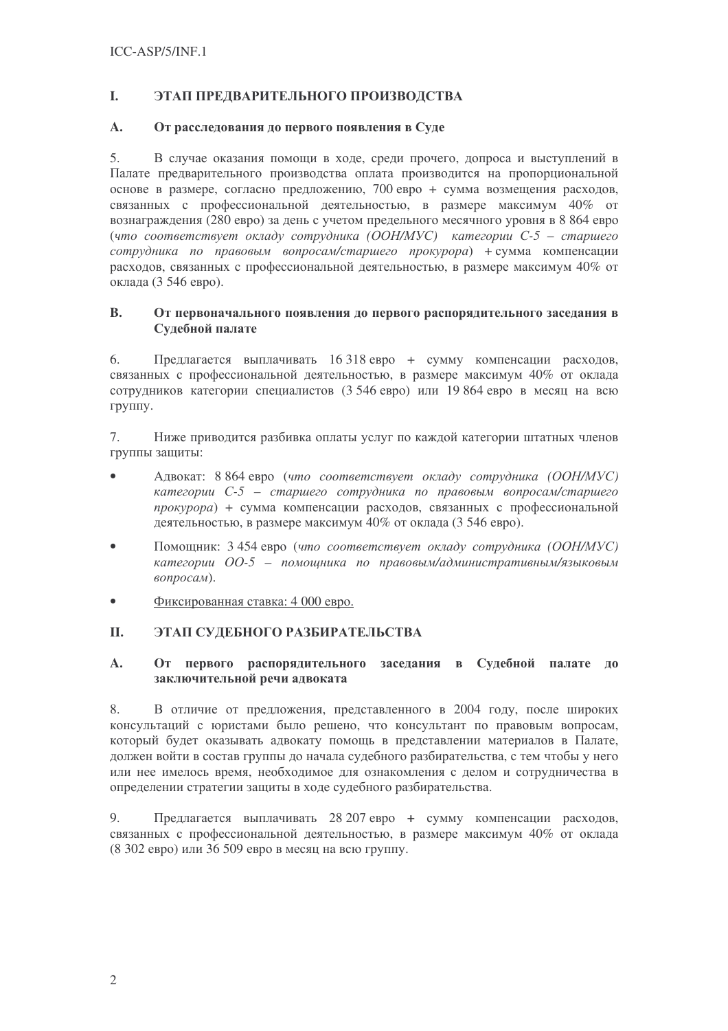## I. ЭТАП ПРЕДВАРИТЕЛЬНОГО ПРОИЗВОДСТВА

### A. От расследования до первого появления в Суде

5. В случае оказания помощи в ходе, среди прочего, допроса и выступлений в Палате предварительного производства оплата производится на пропорциональной основе в размере, согласно предложению, 700 евро + сумма возмещения расходов, связанных с профессиональной деятельностью, в размере максимум 40% от вознаграждения (280 евро) за день с учетом предельного месячного уровня в 8 864 евро (*что соответствует окладу сотрудника (ООН/МУС) категории С-5 – старшего сотрудника по правовым вопросам/старшего прокурора*) + сумма компенсации расходов, связанных с профессиональной деятельностью, в размере максимум 40% от оклада (3 546 евро).

### B. От первоначального появления до первого распорядительного заседания в Судебной палате

6. Предлагается выплачивать 16 318 евро + сумму компенсации расходов, связанных с профессиональной деятельностью, в размере максимум 40% от оклада сотрудников категории специалистов (3 546 евро) или 19 864 евро в месяц на всю группу.

7. Ниже приводится разбивка оплаты услуг по каждой категории штатных членов группы защиты:

- Адвокат: 8 864 евро (*что соответствует окладу сотрудника (ООН/МУС) категории С-5 – старшего сотрудника по правовым вопросам/старшего прокурора*) + сумма компенсации расходов, связанных с профессиональной деятельностью, в размере максимум 40% от оклада (3 546 евро).
- Помощник: 3 454 евро (*что соответствует окладу сотрудника (ООН/МУС) категории ОО-5 – помощника по правовым/административным/языковым вопросам*).
- <u>Фиксированная ставка: 4 000 евро.</u>

## II. ЭТАП СУДЕБНОГО РАЗБИРАТЕЛЬСТВА

### A. От первого распорядительного заседания в Судебной палате до заключительной речи адвоката

8. В отличие от предложения, представленного в 2004 году, после широких консультаций с юристами было решено, что консультант по правовым вопросам, который будет оказывать адвокату помощь в представлении материалов в Палате, должен войти в состав группы до начала судебного разбирательства, с тем чтобы у него или нее имелось время, необходимое для ознакомления с делом и сотрудничества в определении стратегии защиты в ходе судебного разбирательства.

9. Предлагается выплачивать 28 207 евро + сумму компенсации расходов, связанных с профессиональной деятельностью, в размере максимум 40% от оклада (8 302 евро) или 36 509 евро в месяц на всю группу.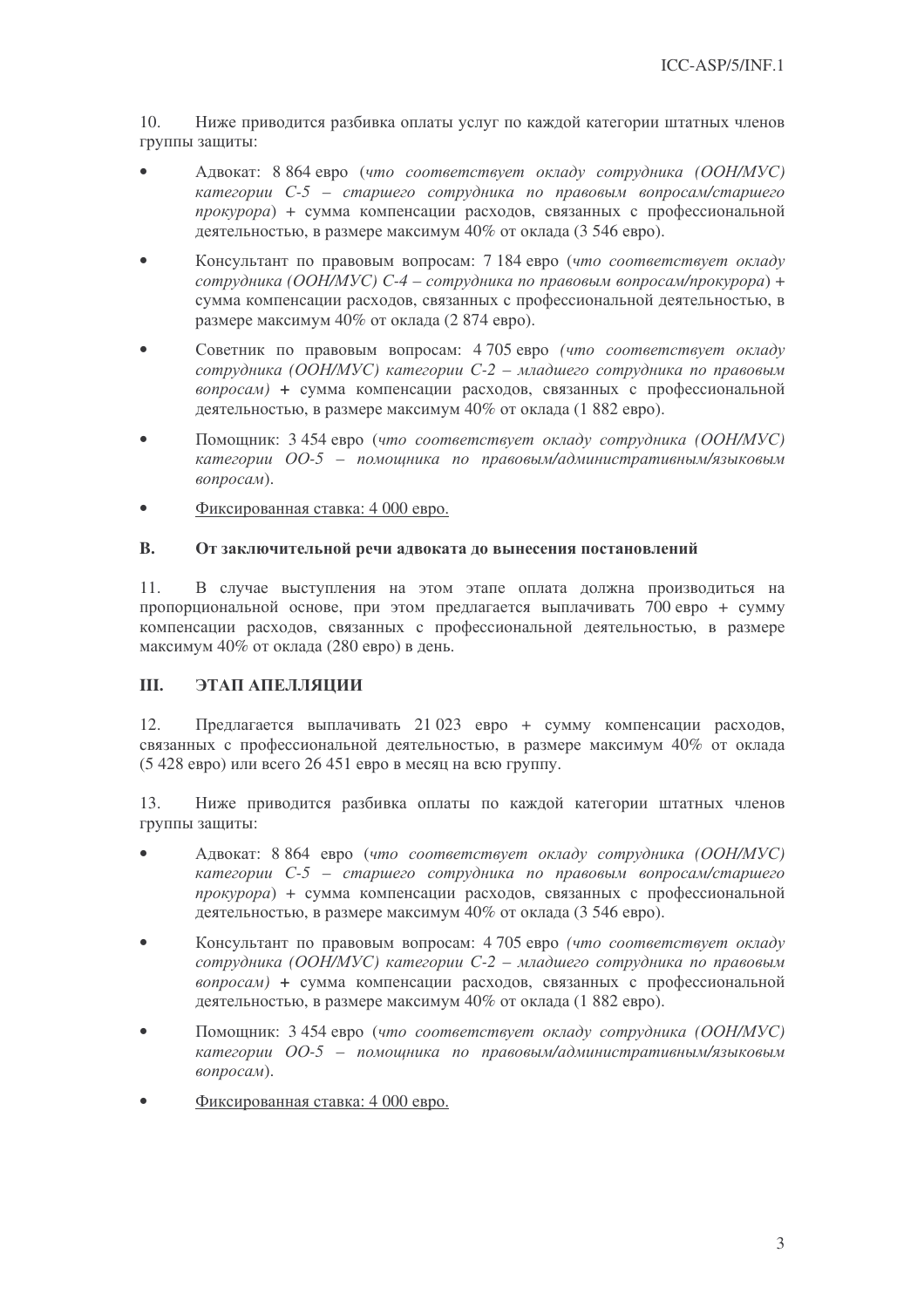10. Ниже приводится разбивка оплаты услуг по каждой категории штатных членов группы защиты:

- Адвокат: 8 864 евро (*что соответствует окладу сотрудника (ООН/МУС) категории С-5 – старшего сотрудника по правовым вопросам/старшего прокурора*) + сумма компенсации расходов, связанных с профессиональной деятельностью, в размере максимум 40% от оклада (3 546 евро).
- Консультант по правовым вопросам: 7 184 евро (*что соответствует окладу сотрудника (ООН/МУС) С-4 – сотрудника по правовым вопросам/прокурора*) + сумма компенсации расходов, связанных с профессиональной деятельностью, в размере максимум 40% от оклада (2 874 евро).
- Советник по правовым вопросам: 4 705 евро *(что соответствует окладу сотрудника (ООН/МУС) категории С-2 – младшего сотрудника по правовым вопросам)* + сумма компенсации расходов, связанных с профессиональной деятельностью, в размере максимум 40% от оклада (1 882 евро).
- Помощник: 3 454 евро (*что соответствует окладу сотрудника (ООН/МУС) категории ОО-5 – помощника по правовым/административным/языковым вопросам*).
- Фиксированная ставка: 4 000 евро.

### B. От заключительной речи адвоката до вынесения постановлений

11. В случае выступления на этом этапе оплата должна производиться на пропорциональной основе, при этом предлагается выплачивать 700 евро + сумму компенсации расходов, связанных с профессиональной деятельностью, в размере максимум 40% от оклада (280 евро) в день.

## III. ЭТАП АПЕЛЛЯЦИИ

12. Предлагается выплачивать 21 023 евро + сумму компенсации расходов, связанных с профессиональной деятельностью, в размере максимум 40% от оклада (5 428 евро) или всего 26 451 евро в месяц на всю группу.

13. Ниже приводится разбивка оплаты по каждой категории штатных членов группы защиты:

- Адвокат: 8 864 евро (*что соответствует окладу сотрудника (ООН/МУС) категории С-5 – старшего сотрудника по правовым вопросам/старшего прокурора*) + сумма компенсации расходов, связанных с профессиональной деятельностью, в размере максимум 40% от оклада (3 546 евро).
- Консультант по правовым вопросам: 4 705 евро *(что соответствует окладу сотрудника (ООН/МУС) категории С-2 – младшего сотрудника по правовым вопросам)* + сумма компенсации расходов, связанных с профессиональной деятельностью, в размере максимум 40% от оклада (1 882 евро).
- Помощник: 3 454 евро (*что соответствует окладу сотрудника (ООН/МУС) категории ОО-5 – помощника по правовым/административным/языковым вопросам*).
- Фиксированная ставка: 4 000 евро.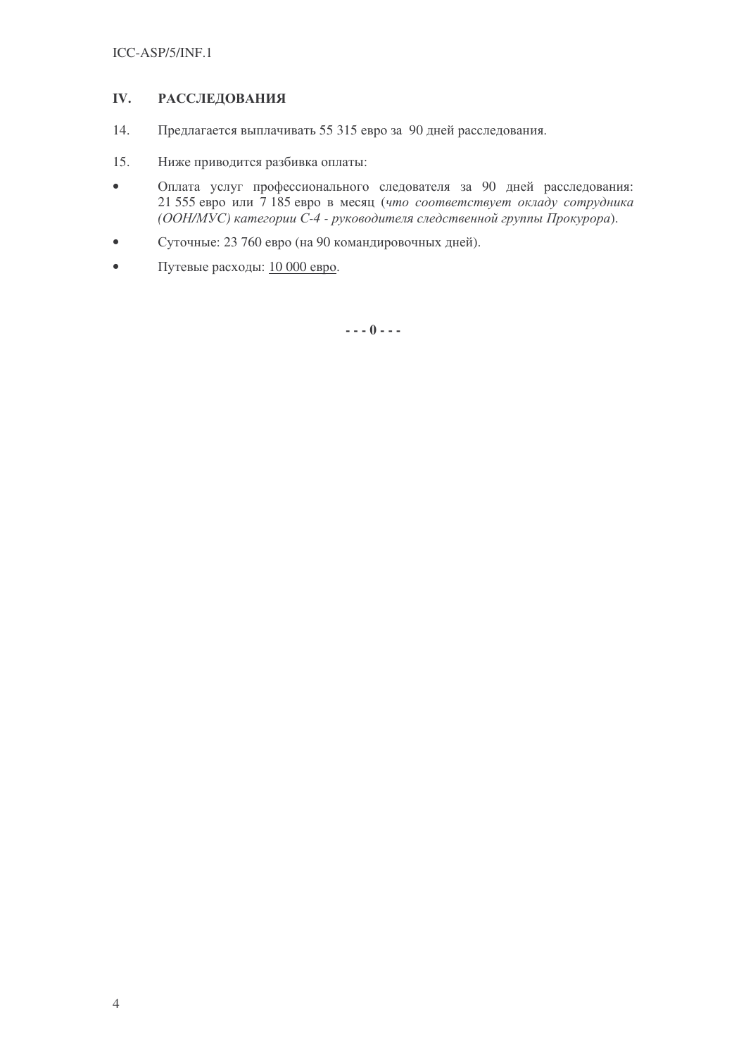## IV. РАССЛЕДОВАНИЯ

14. Предлагается выплачивать 55 315 евро за 90 дней расследования.

15. Ниже приводится разбивка оплаты:

- Оплата услуг профессионального следователя за 90 дней расследования: 21 555 евро или 7 185 евро в месяц (*что соответствует окладу сотрудника (ООН/МУС) категории С-4 - руководителя следственной группы Прокурора*).
- Суточные: 23 760 евро (на 90 командировочных дней).
- Путевые расходы: 10 000 евро.

- - - 0 - - -